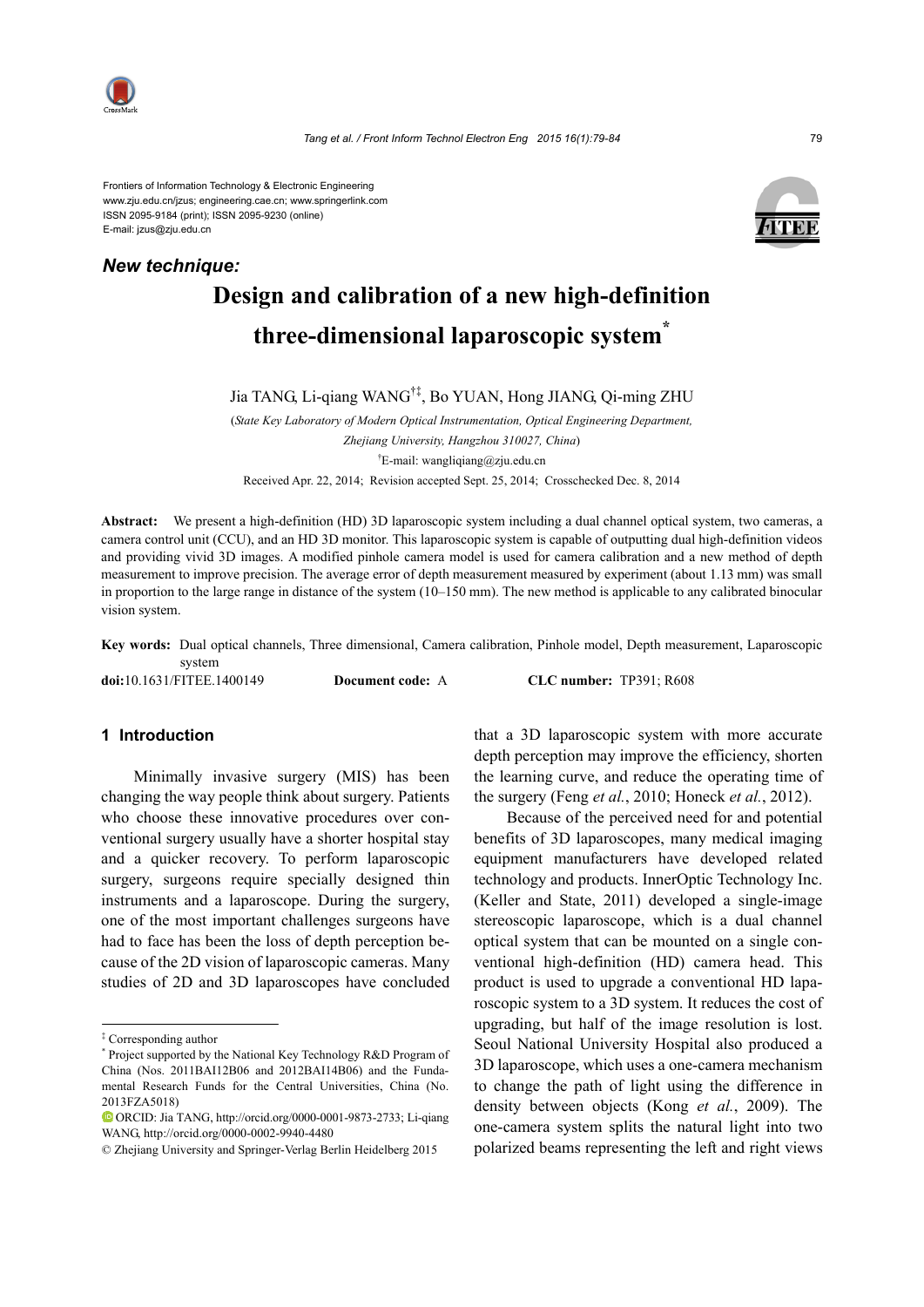Frontiers of Information Technology & Electronic Engineering
www.zju.edu.cn/jzus; engineering.cae.cn; www.springerlink.com
ISSN 2095-9184 (print); ISSN 2095-9230 (online)
E-mail: jzus@zju.edu.cn

***New technique:***

# Design and calibration of a new high-definition three-dimensional laparoscopic system*

Jia TANG, Li-qiang WANG[†‡], Bo YUAN, Hong JIANG, Qi-ming ZHU

(*State Key Laboratory of Modern Optical Instrumentation, Optical Engineering Department, Zhejiang University, Hangzhou 310027, China*)

[†]E-mail: wangliqiang@zju.edu.cn

Received Apr. 22, 2014; Revision accepted Sept. 25, 2014; Crosschecked Dec. 8, 2014

**Abstract:** We present a high-definition (HD) 3D laparoscopic system including a dual channel optical system, two cameras, a camera control unit (CCU), and an HD 3D monitor. This laparoscopic system is capable of outputting dual high-definition videos and providing vivid 3D images. A modified pinhole camera model is used for camera calibration and a new method of depth measurement to improve precision. The average error of depth measurement measured by experiment (about 1.13 mm) was small in proportion to the large range in distance of the system (10–150 mm). The new method is applicable to any calibrated binocular vision system.

**Key words:** Dual optical channels, Three dimensional, Camera calibration, Pinhole model, Depth measurement, Laparoscopic system

**doi:**10.1631/FITEE.1400149 **Document code:** A **CLC number:** TP391; R608

## 1 Introduction

Minimally invasive surgery (MIS) has been changing the way people think about surgery. Patients who choose these innovative procedures over conventional surgery usually have a shorter hospital stay and a quicker recovery. To perform laparoscopic surgery, surgeons require specially designed thin instruments and a laparoscope. During the surgery, one of the most important challenges surgeons have had to face has been the loss of depth perception because of the 2D vision of laparoscopic cameras. Many studies of 2D and 3D laparoscopes have concluded that a 3D laparoscopic system with more accurate depth perception may improve the efficiency, shorten the learning curve, and reduce the operating time of the surgery (Feng *et al.*, 2010; Honeck *et al.*, 2012).

Because of the perceived need for and potential benefits of 3D laparoscopes, many medical imaging equipment manufacturers have developed related technology and products. InnerOptic Technology Inc. (Keller and State, 2011) developed a single-image stereoscopic laparoscope, which is a dual channel optical system that can be mounted on a single conventional high-definition (HD) camera head. This product is used to upgrade a conventional HD laparoscopic system to a 3D system. It reduces the cost of upgrading, but half of the image resolution is lost. Seoul National University Hospital also produced a 3D laparoscope, which uses a one-camera mechanism to change the path of light using the difference in density between objects (Kong *et al.*, 2009). The one-camera system splits the natural light into two polarized beams representing the left and right views

---

[‡] Corresponding author

[*] Project supported by the National Key Technology R&D Program of China (Nos. 2011BAI12B06 and 2012BAI14B06) and the Fundamental Research Funds for the Central Universities, China (No. 2013FZA5018)

ORCID: Jia TANG, http://orcid.org/0000-0001-9873-2733; Li-qiang WANG, http://orcid.org/0000-0002-9940-4480

© Zhejiang University and Springer-Verlag Berlin Heidelberg 2015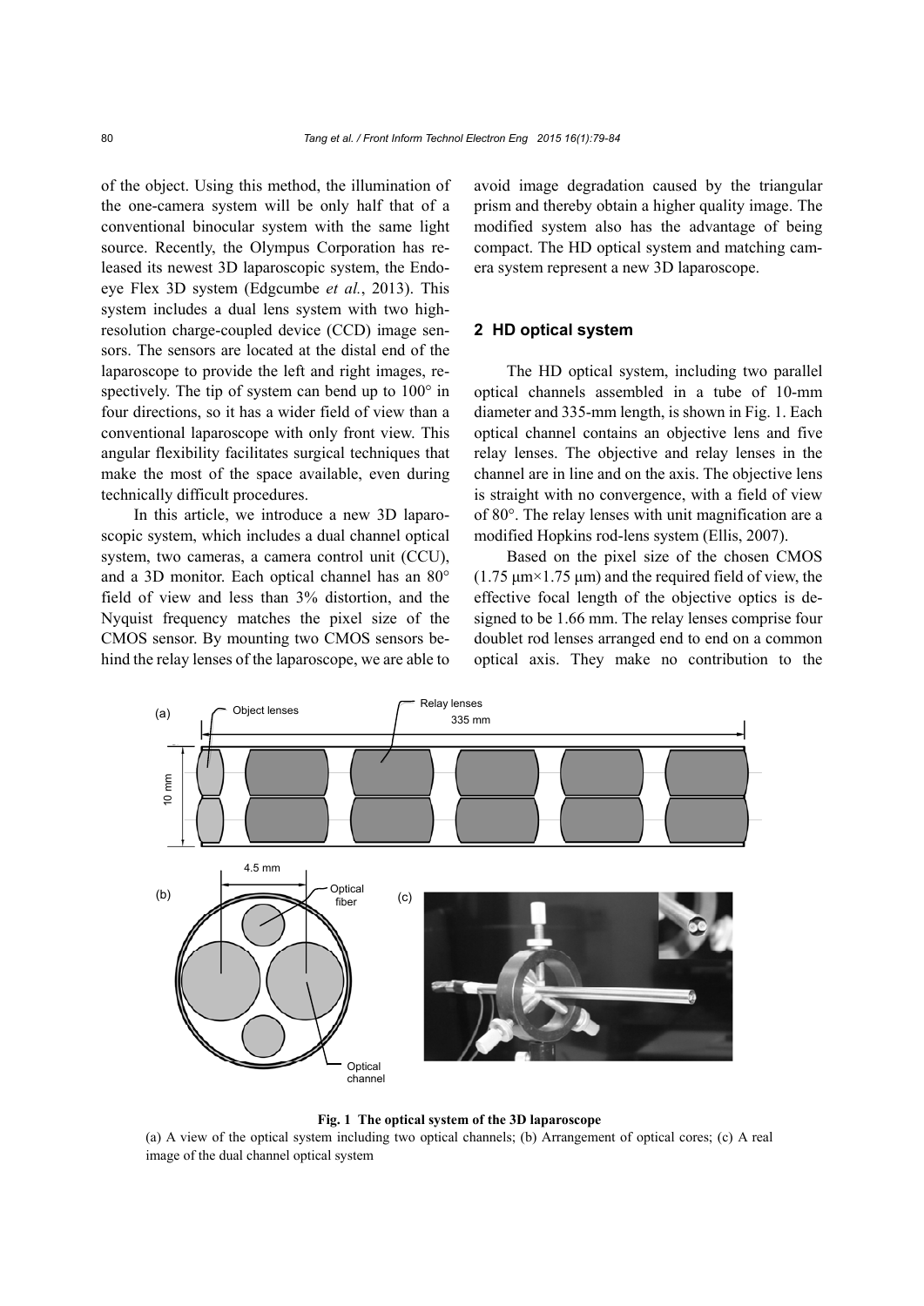of the object. Using this method, the illumination of the one-camera system will be only half that of a conventional binocular system with the same light source. Recently, the Olympus Corporation has released its newest 3D laparoscopic system, the Endoeye Flex 3D system (Edgcumbe *et al.*, 2013). This system includes a dual lens system with two high-resolution charge-coupled device (CCD) image sensors. The sensors are located at the distal end of the laparoscope to provide the left and right images, respectively. The tip of system can bend up to 100° in four directions, so it has a wider field of view than a conventional laparoscope with only front view. This angular flexibility facilitates surgical techniques that make the most of the space available, even during technically difficult procedures.

In this article, we introduce a new 3D laparoscopic system, which includes a dual channel optical system, two cameras, a camera control unit (CCU), and a 3D monitor. Each optical channel has an 80° field of view and less than 3% distortion, and the Nyquist frequency matches the pixel size of the CMOS sensor. By mounting two CMOS sensors behind the relay lenses of the laparoscope, we are able to avoid image degradation caused by the triangular prism and thereby obtain a higher quality image. The modified system also has the advantage of being compact. The HD optical system and matching camera system represent a new 3D laparoscope.

## 2 HD optical system

The HD optical system, including two parallel optical channels assembled in a tube of 10-mm diameter and 335-mm length, is shown in Fig. 1. Each optical channel contains an objective lens and five relay lenses. The objective and relay lenses in the channel are in line and on the axis. The objective lens is straight with no convergence, with a field of view of 80°. The relay lenses with unit magnification are a modified Hopkins rod-lens system (Ellis, 2007).

Based on the pixel size of the chosen CMOS (1.75 μm×1.75 μm) and the required field of view, the effective focal length of the objective optics is designed to be 1.66 mm. The relay lenses comprise four doublet rod lenses arranged end to end on a common optical axis. They make no contribution to the

(a) Object lenses; Relay lenses; 335 mm; 10 mm

(b) 4.5 mm; Optical fiber; Optical channel

(c)

**Fig. 1 The optical system of the 3D laparoscope**

(a) A view of the optical system including two optical channels; (b) Arrangement of optical cores; (c) A real image of the dual channel optical system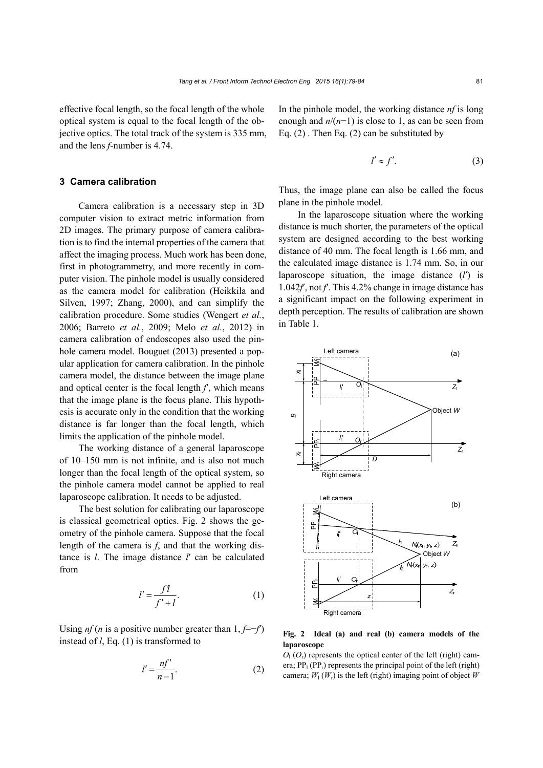effective focal length, so the focal length of the whole optical system is equal to the focal length of the objective optics. The total track of the system is 335 mm, and the lens *f*-number is 4.74.

## 3 Camera calibration

Camera calibration is a necessary step in 3D computer vision to extract metric information from 2D images. The primary purpose of camera calibration is to find the internal properties of the camera that affect the imaging process. Much work has been done, first in photogrammetry, and more recently in computer vision. The pinhole model is usually considered as the camera model for calibration (Heikkila and Silven, 1997; Zhang, 2000), and can simplify the calibration procedure. Some studies (Wengert *et al.*, 2006; Barreto *et al.*, 2009; Melo *et al.*, 2012) in camera calibration of endoscopes also used the pinhole camera model. Bouguet (2013) presented a popular application for camera calibration. In the pinhole camera model, the distance between the image plane and optical center is the focal length $f'$, which means that the image plane is the focus plane. This hypothesis is accurate only in the condition that the working distance is far longer than the focal length, which limits the application of the pinhole model.

The working distance of a general laparoscope of 10–150 mm is not infinite, and is also not much longer than the focal length of the optical system, so the pinhole camera model cannot be applied to real laparoscope calibration. It needs to be adjusted.

The best solution for calibrating our laparoscope is classical geometrical optics. Fig. 2 shows the geometry of the pinhole camera. Suppose that the focal length of the camera is $f$, and that the working distance is $l$. The image distance $l'$ can be calculated from

$$l' = \frac{f'l}{f'+l}. \tag{1}$$

Using $nf$ ($n$ is a positive number greater than 1, $f=-f'$) instead of $l$, Eq. (1) is transformed to

$$l' = \frac{nf'}{n-1}. \tag{2}$$

In the pinhole model, the working distance $nf$ is long enough and $n/(n-1)$ is close to 1, as can be seen from Eq. (2) . Then Eq. (2) can be substituted by

$$l' \approx f'. \tag{3}$$

Thus, the image plane can also be called the focus plane in the pinhole model.

In the laparoscope situation where the working distance is much shorter, the parameters of the optical system are designed according to the best working distance of 40 mm. The focal length is 1.66 mm, and the calculated image distance is 1.74 mm. So, in our laparoscope situation, the image distance ($l'$) is $1.042f'$, not $f'$. This 4.2% change in image distance has a significant impact on the following experiment in depth perception. The results of calibration are shown in Table 1.

Left camera
(a)
$W_l$
$x_l$
$PP_l$
$l_l'$
$O_l$
$Z_l$
$B$
Object $W$
$PP_r$
$l_r'$
$O_r$
$Z_r$
$x_r$
$W_r$
$D$
Right camera

Left camera
(b)
$W_l$
$PP_l$
$l_l'$
$O_l$
$l_1$
$N_l(x_l, y_l, z)$
$Z_l$
Object $W$
$N_r(x_r, y_r, z)$
$l_2$
$PP_r$
$l_r'$
$O_r$
$Z_r$
$z$
$W_r$
Right camera

**Fig. 2 Ideal (a) and real (b) camera models of the laparoscope**

$O_l$ ($O_r$) represents the optical center of the left (right) camera; $PP_l$ ($PP_r$) represents the principal point of the left (right) camera; $W_l$ ($W_r$) is the left (right) imaging point of object $W$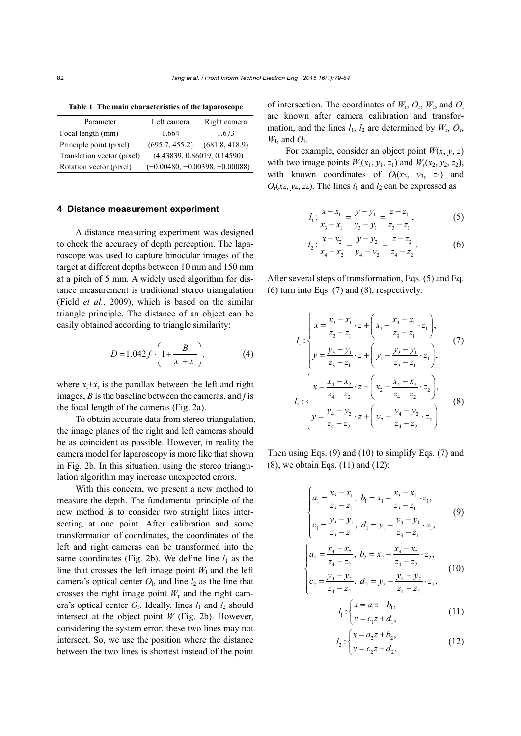**Table 1 The main characteristics of the laparoscope**

| Parameter | Left camera | Right camera |
|---|---|---|
| Focal length (mm) | 1.664 | 1.673 |
| Principle point (pixel) | (695.7, 455.2) | (681.8, 418.9) |
| Translation vector (pixel) | (4.43839, 0.86019, 0.14590) | |
| Rotation vector (pixel) | (−0.00480, −0.00398, −0.00088) | |

## 4 Distance measurement experiment

A distance measuring experiment was designed to check the accuracy of depth perception. The laparoscope was used to capture binocular images of the target at different depths between 10 mm and 150 mm at a pitch of 5 mm. A widely used algorithm for distance measurement is traditional stereo triangulation (Field *et al.*, 2009), which is based on the similar triangle principle. The distance of an object can be easily obtained according to triangle similarity:

$$D = 1.042 f \cdot \left(1 + \frac{B}{x_\mathrm{l} + x_\mathrm{r}}\right), \tag{4}$$

where $x_\mathrm{l}+x_\mathrm{r}$ is the parallax between the left and right images, $B$ is the baseline between the cameras, and $f$ is the focal length of the cameras (Fig. 2a).

To obtain accurate data from stereo triangulation, the image planes of the right and left cameras should be as coincident as possible. However, in reality the camera model for laparoscopy is more like that shown in Fig. 2b. In this situation, using the stereo triangulation algorithm may increase unexpected errors.

With this concern, we present a new method to measure the depth. The fundamental principle of the new method is to consider two straight lines intersecting at one point. After calibration and some transformation of coordinates, the coordinates of the left and right cameras can be transformed into the same coordinates (Fig. 2b). We define line $l_1$ as the line that crosses the left image point $W_\mathrm{l}$ and the left camera's optical center $O_\mathrm{l}$, and line $l_2$ as the line that crosses the right image point $W_\mathrm{r}$ and the right camera's optical center $O_\mathrm{r}$. Ideally, lines $l_1$ and $l_2$ should intersect at the object point $W$ (Fig. 2b). However, considering the system error, these two lines may not intersect. So, we use the position where the distance between the two lines is shortest instead of the point of intersection. The coordinates of $W_\mathrm{r}$, $O_\mathrm{r}$, $W_\mathrm{l}$, and $O_\mathrm{l}$ are known after camera calibration and transformation, and the lines $l_1$, $l_2$ are determined by $W_\mathrm{r}$, $O_\mathrm{r}$, $W_\mathrm{l}$, and $O_\mathrm{l}$.

For example, consider an object point $W(x, y, z)$ with two image points $W_\mathrm{l}(x_1, y_1, z_1)$ and $W_\mathrm{r}(x_2, y_2, z_2)$, with known coordinates of $O_\mathrm{l}(x_3, y_3, z_3)$ and $O_\mathrm{r}(x_4, y_4, z_4)$. The lines $l_1$ and $l_2$ can be expressed as

$$l_1: \frac{x-x_1}{x_3-x_1} = \frac{y-y_1}{y_3-y_1} = \frac{z-z_1}{z_3-z_1}, \tag{5}$$

$$l_2: \frac{x-x_2}{x_4-x_2} = \frac{y-y_2}{y_4-y_2} = \frac{z-z_2}{z_4-z_2}. \tag{6}$$

After several steps of transformation, Eqs. (5) and Eq. (6) turn into Eqs. (7) and (8), respectively:

$$l_1: \begin{cases} x = \dfrac{x_3-x_1}{z_3-z_1} \cdot z + \left(x_1 - \dfrac{x_3-x_1}{z_3-z_1} \cdot z_1\right), \\ y = \dfrac{y_3-y_1}{z_3-z_1} \cdot z + \left(y_1 - \dfrac{y_3-y_1}{z_3-z_1} \cdot z_1\right), \end{cases} \tag{7}$$

$$l_2: \begin{cases} x = \dfrac{x_4-x_2}{z_4-z_2} \cdot z + \left(x_2 - \dfrac{x_4-x_2}{z_4-z_2} \cdot z_2\right), \\ y = \dfrac{y_4-y_2}{z_4-z_2} \cdot z + \left(y_2 - \dfrac{y_4-y_2}{z_4-z_2} \cdot z_2\right). \end{cases} \tag{8}$$

Then using Eqs. (9) and (10) to simplify Eqs. (7) and (8), we obtain Eqs. (11) and (12):

$$\begin{cases} a_1 = \dfrac{x_3-x_1}{z_3-z_1},\ b_1 = x_1 - \dfrac{x_3-x_1}{z_3-z_1} \cdot z_1, \\ c_1 = \dfrac{y_3-y_1}{z_3-z_1},\ d_1 = y_1 - \dfrac{y_3-y_1}{z_3-z_1} \cdot z_1, \end{cases} \tag{9}$$

$$\begin{cases} a_2 = \dfrac{x_4-x_2}{z_4-z_2},\ b_2 = x_2 - \dfrac{x_4-x_2}{z_4-z_2} \cdot z_2, \\ c_2 = \dfrac{y_4-y_2}{z_4-z_2},\ d_2 = y_2 - \dfrac{y_4-y_2}{z_4-z_2} \cdot z_2, \end{cases} \tag{10}$$

$$l_1: \begin{cases} x = a_1 z + b_1, \\ y = c_1 z + d_1, \end{cases} \tag{11}$$

$$l_2: \begin{cases} x = a_2 z + b_2, \\ y = c_2 z + d_2. \end{cases} \tag{12}$$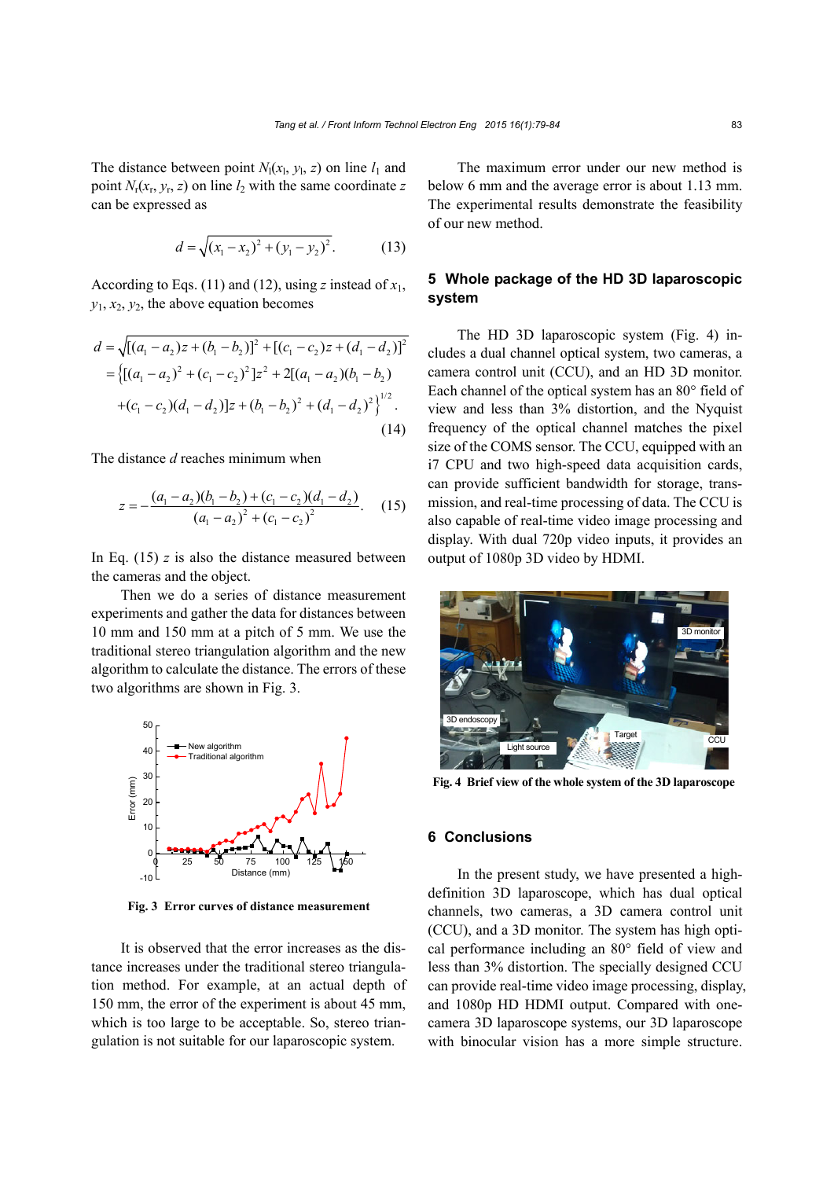The distance between point $N_l(x_l, y_l, z)$ on line $l_1$ and point $N_r(x_r, y_r, z)$ on line $l_2$ with the same coordinate $z$ can be expressed as

$$d = \sqrt{(x_1 - x_2)^2 + (y_1 - y_2)^2}. \tag{13}$$

According to Eqs. (11) and (12), using $z$ instead of $x_1$, $y_1$, $x_2$, $y_2$, the above equation becomes

$$\begin{aligned} d &= \sqrt{[(a_1 - a_2)z + (b_1 - b_2)]^2 + [(c_1 - c_2)z + (d_1 - d_2)]^2} \\ &= \{[(a_1 - a_2)^2 + (c_1 - c_2)^2]z^2 + 2[(a_1 - a_2)(b_1 - b_2) \\ &\quad + (c_1 - c_2)(d_1 - d_2)]z + (b_1 - b_2)^2 + (d_1 - d_2)^2\}^{1/2}. \end{aligned} \tag{14}$$

The distance $d$ reaches minimum when

$$z = -\frac{(a_1 - a_2)(b_1 - b_2) + (c_1 - c_2)(d_1 - d_2)}{(a_1 - a_2)^2 + (c_1 - c_2)^2}. \tag{15}$$

In Eq. (15) $z$ is also the distance measured between the cameras and the object.

Then we do a series of distance measurement experiments and gather the data for distances between 10 mm and 150 mm at a pitch of 5 mm. We use the traditional stereo triangulation algorithm and the new algorithm to calculate the distance. The errors of these two algorithms are shown in Fig. 3.

**Fig. 3 Error curves of distance measurement**

It is observed that the error increases as the distance increases under the traditional stereo triangulation method. For example, at an actual depth of 150 mm, the error of the experiment is about 45 mm, which is too large to be acceptable. So, stereo triangulation is not suitable for our laparoscopic system.

The maximum error under our new method is below 6 mm and the average error is about 1.13 mm. The experimental results demonstrate the feasibility of our new method.

## 5 Whole package of the HD 3D laparoscopic system

The HD 3D laparoscopic system (Fig. 4) includes a dual channel optical system, two cameras, a camera control unit (CCU), and an HD 3D monitor. Each channel of the optical system has an 80° field of view and less than 3% distortion, and the Nyquist frequency of the optical channel matches the pixel size of the COMS sensor. The CCU, equipped with an i7 CPU and two high-speed data acquisition cards, can provide sufficient bandwidth for storage, transmission, and real-time processing of data. The CCU is also capable of real-time video image processing and display. With dual 720p video inputs, it provides an output of 1080p 3D video by HDMI.

**Fig. 4 Brief view of the whole system of the 3D laparoscope**

## 6 Conclusions

In the present study, we have presented a high-definition 3D laparoscope, which has dual optical channels, two cameras, a 3D camera control unit (CCU), and a 3D monitor. The system has high optical performance including an 80° field of view and less than 3% distortion. The specially designed CCU can provide real-time video image processing, display, and 1080p HD HDMI output. Compared with one-camera 3D laparoscope systems, our 3D laparoscope with binocular vision has a more simple structure.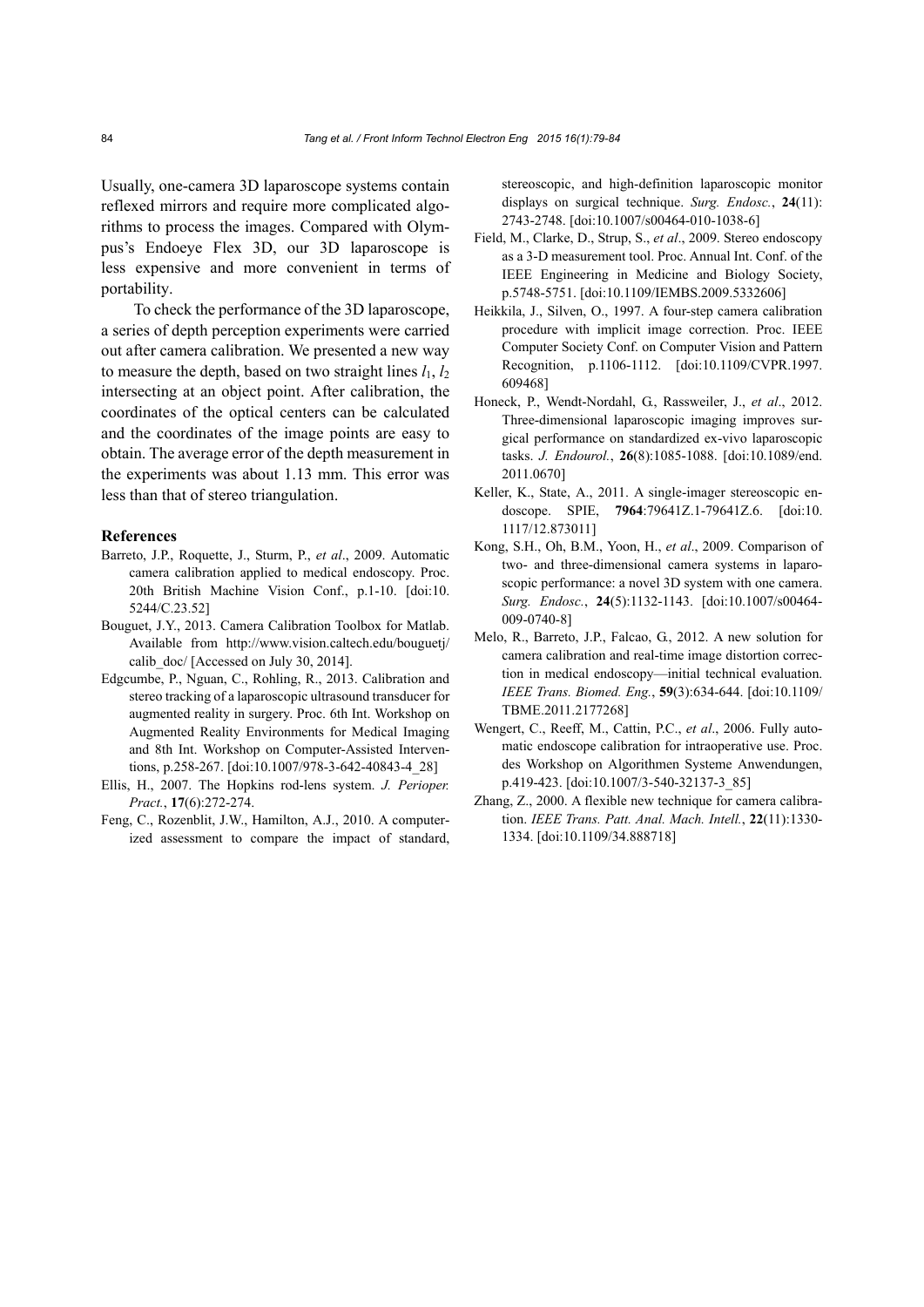Usually, one-camera 3D laparoscope systems contain reflexed mirrors and require more complicated algorithms to process the images. Compared with Olympus's Endoeye Flex 3D, our 3D laparoscope is less expensive and more convenient in terms of portability.

To check the performance of the 3D laparoscope, a series of depth perception experiments were carried out after camera calibration. We presented a new way to measure the depth, based on two straight lines $l_1$, $l_2$ intersecting at an object point. After calibration, the coordinates of the optical centers can be calculated and the coordinates of the image points are easy to obtain. The average error of the depth measurement in the experiments was about 1.13 mm. This error was less than that of stereo triangulation.

## References

Barreto, J.P., Roquette, J., Sturm, P., *et al*., 2009. Automatic camera calibration applied to medical endoscopy. Proc. 20th British Machine Vision Conf., p.1-10. [doi:10.5244/C.23.52]

Bouguet, J.Y., 2013. Camera Calibration Toolbox for Matlab. Available from http://www.vision.caltech.edu/bouguetj/calib_doc/ [Accessed on July 30, 2014].

Edgcumbe, P., Nguan, C., Rohling, R., 2013. Calibration and stereo tracking of a laparoscopic ultrasound transducer for augmented reality in surgery. Proc. 6th Int. Workshop on Augmented Reality Environments for Medical Imaging and 8th Int. Workshop on Computer-Assisted Interventions, p.258-267. [doi:10.1007/978-3-642-40843-4_28]

Ellis, H., 2007. The Hopkins rod-lens system. *J. Perioper. Pract.*, **17**(6):272-274.

Feng, C., Rozenblit, J.W., Hamilton, A.J., 2010. A computerized assessment to compare the impact of standard, stereoscopic, and high-definition laparoscopic monitor displays on surgical technique. *Surg. Endosc.*, **24**(11): 2743-2748. [doi:10.1007/s00464-010-1038-6]

Field, M., Clarke, D., Strup, S., *et al*., 2009. Stereo endoscopy as a 3-D measurement tool. Proc. Annual Int. Conf. of the IEEE Engineering in Medicine and Biology Society, p.5748-5751. [doi:10.1109/IEMBS.2009.5332606]

Heikkila, J., Silven, O., 1997. A four-step camera calibration procedure with implicit image correction. Proc. IEEE Computer Society Conf. on Computer Vision and Pattern Recognition, p.1106-1112. [doi:10.1109/CVPR.1997.609468]

Honeck, P., Wendt-Nordahl, G., Rassweiler, J., *et al*., 2012. Three-dimensional laparoscopic imaging improves surgical performance on standardized ex-vivo laparoscopic tasks. *J. Endourol.*, **26**(8):1085-1088. [doi:10.1089/end.2011.0670]

Keller, K., State, A., 2011. A single-imager stereoscopic endoscope. SPIE, **7964**:79641Z.1-79641Z.6. [doi:10.1117/12.873011]

Kong, S.H., Oh, B.M., Yoon, H., *et al*., 2009. Comparison of two- and three-dimensional camera systems in laparoscopic performance: a novel 3D system with one camera. *Surg. Endosc.*, **24**(5):1132-1143. [doi:10.1007/s00464-009-0740-8]

Melo, R., Barreto, J.P., Falcao, G., 2012. A new solution for camera calibration and real-time image distortion correction in medical endoscopy—initial technical evaluation. *IEEE Trans. Biomed. Eng.*, **59**(3):634-644. [doi:10.1109/TBME.2011.2177268]

Wengert, C., Reeff, M., Cattin, P.C., *et al*., 2006. Fully automatic endoscope calibration for intraoperative use. Proc. des Workshop on Algorithmen Systeme Anwendungen, p.419-423. [doi:10.1007/3-540-32137-3_85]

Zhang, Z., 2000. A flexible new technique for camera calibration. *IEEE Trans. Patt. Anal. Mach. Intell.*, **22**(11):1330-1334. [doi:10.1109/34.888718]